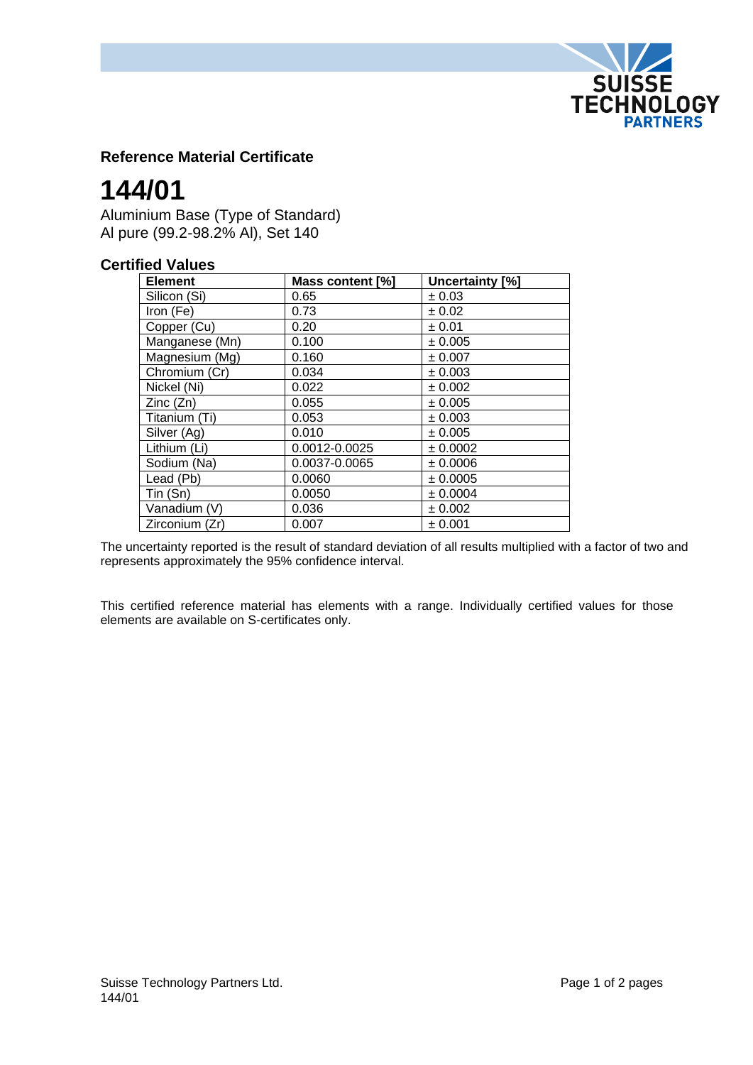### Reference Material Certificate

# 144/01

Aluminium Base (Type of Standard)
Al pure (99.2-98.2% Al), Set 140

## Certified Values

| Element | Mass content [%] | Uncertainty [%] |
|---|---|---|
| Silicon (Si) | 0.65 | ± 0.03 |
| Iron (Fe) | 0.73 | ± 0.02 |
| Copper (Cu) | 0.20 | ± 0.01 |
| Manganese (Mn) | 0.100 | ± 0.005 |
| Magnesium (Mg) | 0.160 | ± 0.007 |
| Chromium (Cr) | 0.034 | ± 0.003 |
| Nickel (Ni) | 0.022 | ± 0.002 |
| Zinc (Zn) | 0.055 | ± 0.005 |
| Titanium (Ti) | 0.053 | ± 0.003 |
| Silver (Ag) | 0.010 | ± 0.005 |
| Lithium (Li) | 0.0012-0.0025 | ± 0.0002 |
| Sodium (Na) | 0.0037-0.0065 | ± 0.0006 |
| Lead (Pb) | 0.0060 | ± 0.0005 |
| Tin (Sn) | 0.0050 | ± 0.0004 |
| Vanadium (V) | 0.036 | ± 0.002 |
| Zirconium (Zr) | 0.007 | ± 0.001 |

The uncertainty reported is the result of standard deviation of all results multiplied with a factor of two and represents approximately the 95% confidence interval.

This certified reference material has elements with a range. Individually certified values for those elements are available on S-certificates only.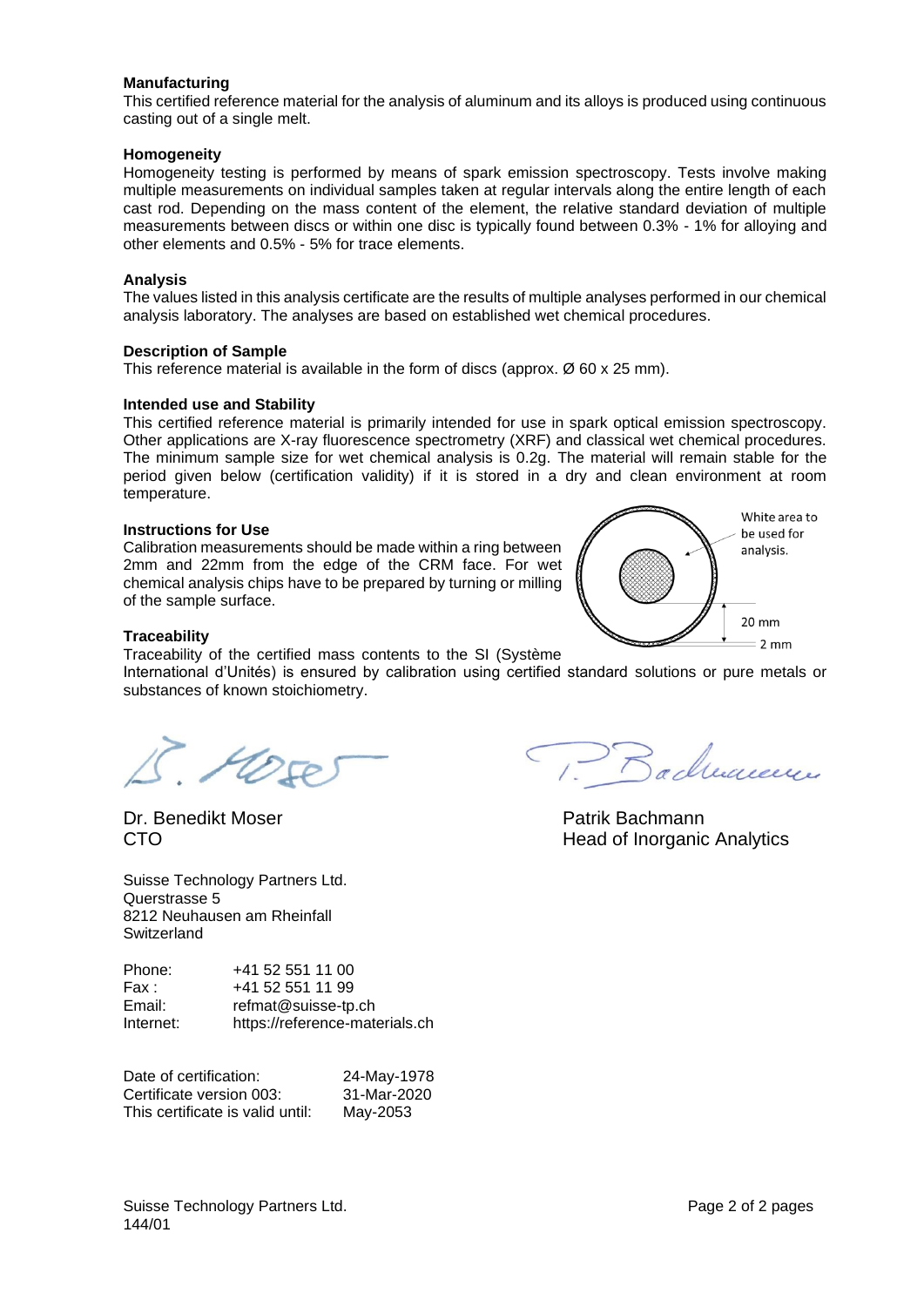**Manufacturing**

This certified reference material for the analysis of aluminum and its alloys is produced using continuous casting out of a single melt.

**Homogeneity**

Homogeneity testing is performed by means of spark emission spectroscopy. Tests involve making multiple measurements on individual samples taken at regular intervals along the entire length of each cast rod. Depending on the mass content of the element, the relative standard deviation of multiple measurements between discs or within one disc is typically found between 0.3% - 1% for alloying and other elements and 0.5% - 5% for trace elements.

**Analysis**

The values listed in this analysis certificate are the results of multiple analyses performed in our chemical analysis laboratory. The analyses are based on established wet chemical procedures.

**Description of Sample**

This reference material is available in the form of discs (approx. Ø 60 x 25 mm).

**Intended use and Stability**

This certified reference material is primarily intended for use in spark optical emission spectroscopy. Other applications are X-ray fluorescence spectrometry (XRF) and classical wet chemical procedures. The minimum sample size for wet chemical analysis is 0.2g. The material will remain stable for the period given below (certification validity) if it is stored in a dry and clean environment at room temperature.

**Instructions for Use**

Calibration measurements should be made within a ring between 2mm and 22mm from the edge of the CRM face. For wet chemical analysis chips have to be prepared by turning or milling of the sample surface.

White area to be used for analysis.

20 mm

2 mm

**Traceability**

Traceability of the certified mass contents to the SI (Système International d'Unités) is ensured by calibration using certified standard solutions or pure metals or substances of known stoichiometry.

Dr. Benedikt Moser
CTO

Patrik Bachmann
Head of Inorganic Analytics

Suisse Technology Partners Ltd.
Querstrasse 5
8212 Neuhausen am Rheinfall
Switzerland

| | |
|---|---|
| Phone: | +41 52 551 11 00 |
| Fax : | +41 52 551 11 99 |
| Email: | refmat@suisse-tp.ch |
| Internet: | https://reference-materials.ch |

| | |
|---|---|
| Date of certification: | 24-May-1978 |
| Certificate version 003: | 31-Mar-2020 |
| This certificate is valid until: | May-2053 |

Suisse Technology Partners Ltd.
144/01